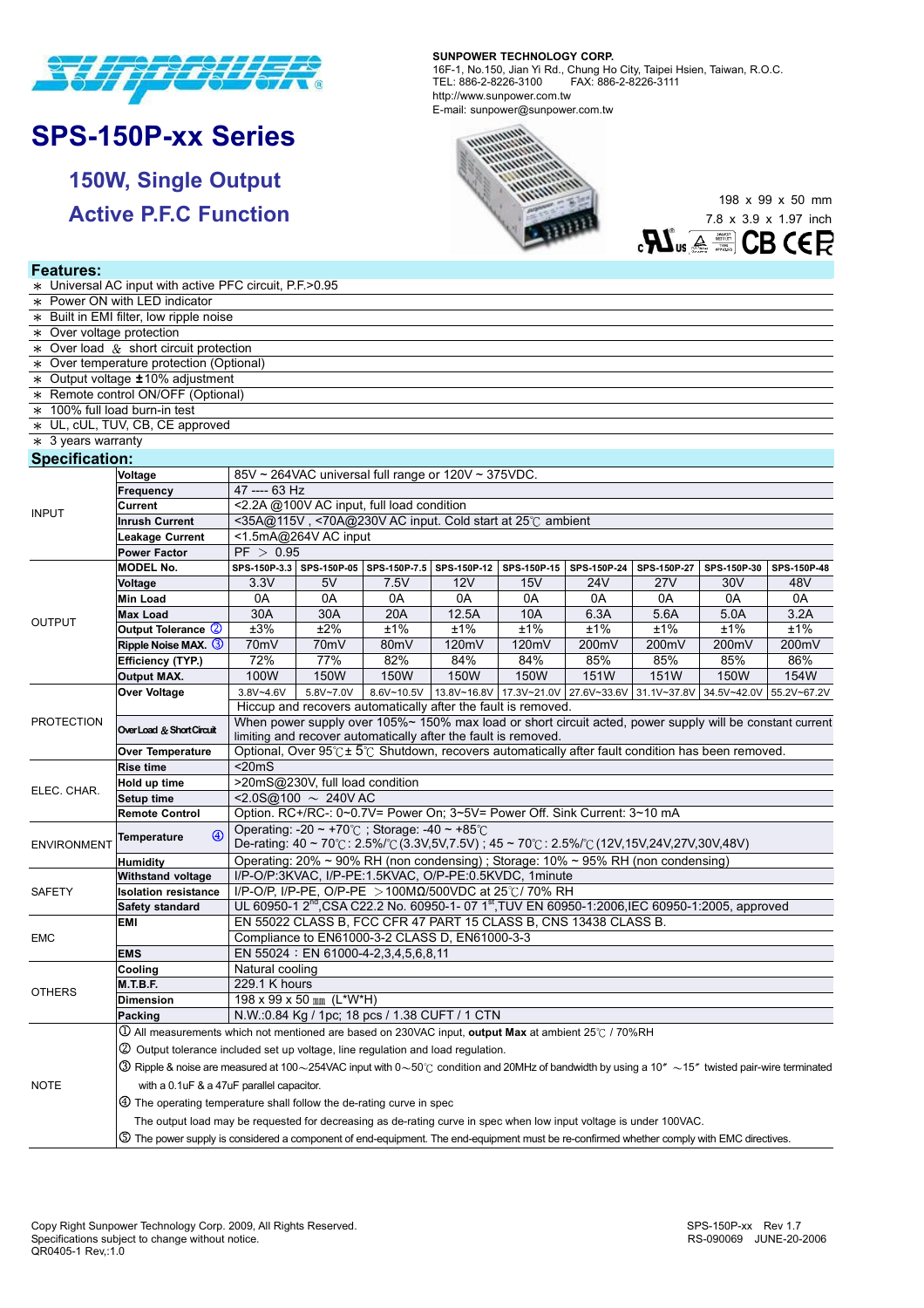**SUNPOWER TECHNOLOGY CORP.**
16F-1, No.150, Jian Yi Rd., Chung Ho City, Taipei Hsien, Taiwan, R.O.C.
TEL: 886-2-8226-3100 FAX: 886-2-8226-3111
http://www.sunpower.com.tw
E-mail: sunpower@sunpower.com.tw

# SPS-150P-xx Series

## 150W, Single Output

## Active P.F.C Function

198 x 99 x 50 mm
7.8 x 3.9 x 1.97 inch

## Features:

- ∗ Universal AC input with active PFC circuit, P.F.>0.95
- ∗ Power ON with LED indicator
- ∗ Built in EMI filter, low ripple noise
- ∗ Over voltage protection
- ∗ Over load & short circuit protection
- ∗ Over temperature protection (Optional)
- ∗ Output voltage ±10% adjustment
- ∗ Remote control ON/OFF (Optional)
- ∗ 100% full load burn-in test
- ∗ UL, cUL, TUV, CB, CE approved
- ∗ 3 years warranty

## Specification:

| | | | | | | | | | | |
|---|---|---|---|---|---|---|---|---|---|---|
| INPUT | **Voltage** | 85V ~ 264VAC universal full range or 120V ~ 375VDC. | | | | | | | | |
| | **Frequency** | 47 ---- 63 Hz | | | | | | | | |
| | **Current** | <2.2A @100V AC input, full load condition | | | | | | | | |
| | **Inrush Current** | <35A@115V , <70A@230V AC input. Cold start at 25℃ ambient | | | | | | | | |
| | **Leakage Current** | <1.5mA@264V AC input | | | | | | | | |
| | **Power Factor** | PF > 0.95 | | | | | | | | |
| OUTPUT | **MODEL No.** | SPS-150P-3.3 | SPS-150P-05 | SPS-150P-7.5 | SPS-150P-12 | SPS-150P-15 | SPS-150P-24 | SPS-150P-27 | SPS-150P-30 | SPS-150P-48 |
| | **Voltage** | 3.3V | 5V | 7.5V | 12V | 15V | 24V | 27V | 30V | 48V |
| | **Min Load** | 0A | 0A | 0A | 0A | 0A | 0A | 0A | 0A | 0A |
| | **Max Load** | 30A | 30A | 20A | 12.5A | 10A | 6.3A | 5.6A | 5.0A | 3.2A |
| | **Output Tolerance** ② | ±3% | ±2% | ±1% | ±1% | ±1% | ±1% | ±1% | ±1% | ±1% |
| | **Ripple Noise MAX.** ③ | 70mV | 70mV | 80mV | 120mV | 120mV | 200mV | 200mV | 200mV | 200mV |
| | **Efficiency (TYP.)** | 72% | 77% | 82% | 84% | 84% | 85% | 85% | 85% | 86% |
| | **Output MAX.** | 100W | 150W | 150W | 150W | 150W | 151W | 151W | 150W | 154W |
| PROTECTION | **Over Voltage** | 3.8V~4.6V | 5.8V~7.0V | 8.6V~10.5V | 13.8V~16.8V | 17.3V~21.0V | 27.6V~33.6V | 31.1V~37.8V | 34.5V~42.0V | 55.2V~67.2V |
| | | Hiccup and recovers automatically after the fault is removed. | | | | | | | | |
| | **Over Load & Short Circuit** | When power supply over 105%~ 150% max load or short circuit acted, power supply will be constant current limiting and recover automatically after the fault is removed. | | | | | | | | |
| | **Over Temperature** | Optional, Over 95℃± 5℃ Shutdown, recovers automatically after fault condition has been removed. | | | | | | | | |
| ELEC. CHAR. | **Rise time** | <20mS | | | | | | | | |
| | **Hold up time** | >20mS@230V, full load condition | | | | | | | | |
| | **Setup time** | <2.0S@100 ~ 240V AC | | | | | | | | |
| | **Remote Control** | Option. RC+/RC-: 0~0.7V= Power On; 3~5V= Power Off. Sink Current: 3~10 mA | | | | | | | | |
| ENVIRONMENT | **Temperature** ④ | Operating: -20 ~ +70℃ ; Storage: -40 ~ +85℃ De-rating: 40 ~ 70℃: 2.5%/℃ (3.3V,5V,7.5V) ; 45 ~ 70℃: 2.5%/℃ (12V,15V,24V,27V,30V,48V) | | | | | | | | |
| | **Humidity** | Operating: 20% ~ 90% RH (non condensing) ; Storage: 10% ~ 95% RH (non condensing) | | | | | | | | |
| SAFETY | **Withstand voltage** | I/P-O/P:3KVAC, I/P-PE:1.5KVAC, O/P-PE:0.5KVDC, 1minute | | | | | | | | |
| | **Isolation resistance** | I/P-O/P, I/P-PE, O/P-PE >100MΩ/500VDC at 25℃/ 70% RH | | | | | | | | |
| | **Safety standard** | UL 60950-1 2nd,CSA C22.2 No. 60950-1- 07 1st,TUV EN 60950-1:2006,IEC 60950-1:2005, approved | | | | | | | | |
| EMC | **EMI** | EN 55022 CLASS B, FCC CFR 47 PART 15 CLASS B, CNS 13438 CLASS B. | | | | | | | | |
| | | Compliance to EN61000-3-2 CLASS D, EN61000-3-3 | | | | | | | | |
| | **EMS** | EN 55024：EN 61000-4-2,3,4,5,6,8,11 | | | | | | | | |
| OTHERS | **Cooling** | Natural cooling | | | | | | | | |
| | **M.T.B.F.** | 229.1 K hours | | | | | | | | |
| | **Dimension** | 198 x 99 x 50 ㎜ (L*W*H) | | | | | | | | |
| | **Packing** | N.W.:0.84 Kg / 1pc; 18 pcs / 1.38 CUFT / 1 CTN | | | | | | | | |

**NOTE**

① All measurements which not mentioned are based on 230VAC input, **output Max** at ambient 25℃ / 70%RH

② Output tolerance included set up voltage, line regulation and load regulation.

③ Ripple & noise are measured at 100~254VAC input with 0~50℃ condition and 20MHz of bandwidth by using a 10" ~15" twisted pair-wire terminated with a 0.1uF & a 47uF parallel capacitor.

④ The operating temperature shall follow the de-rating curve in spec
The output load may be requested for decreasing as de-rating curve in spec when low input voltage is under 100VAC.

⑤ The power supply is considered a component of end-equipment. The end-equipment must be re-confirmed whether comply with EMC directives.

Copy Right Sunpower Technology Corp. 2009, All Rights Reserved.
Specifications subject to change without notice.
QR0405-1 Rev,:1.0

SPS-150P-xx Rev 1.7
RS-090069 JUNE-20-2006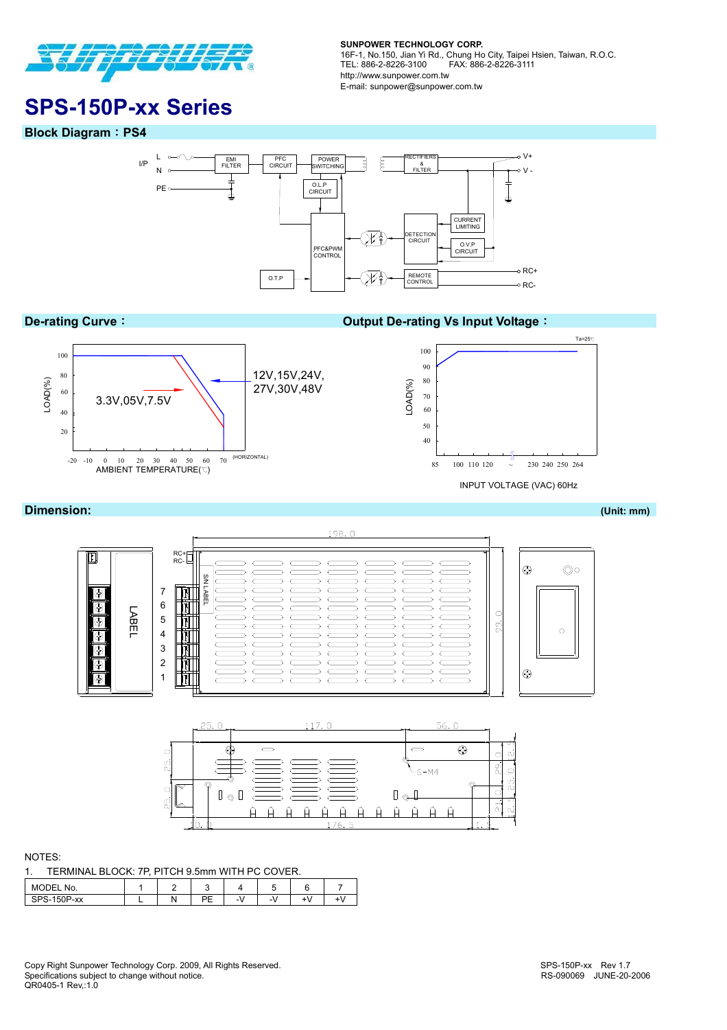SUNPOWER TECHNOLOGY CORP.
16F-1, No.150, Jian Yi Rd., Chung Ho City, Taipei Hsien, Taiwan, R.O.C.
TEL: 886-2-8226-3100 FAX: 886-2-8226-3111
http://www.sunpower.com.tw
E-mail: sunpower@sunpower.com.tw

# SPS-150P-xx Series

## Block Diagram：PS4

I/P
L
N
PE
EMI FILTER
PFC CIRCUIT
POWER SWITCHING
O.L.P CIRCUIT
RECTIFIERS & FILTER
V+
V -
CURRENT LIMITING
DETECTION CIRCUIT
O.V.P CIRCUIT
PFC&PWM CONTROL
O.T.P
REMOTE CONTROL
RC+
RC-

## De-rating Curve：

LOAD(%)
100
80
60
40
20
-20 -10 0 10 20 30 40 50 60 70 (HORIZONTAL)
AMBIENT TEMPERATURE(℃)
3.3V,05V,7.5V
12V,15V,24V,
27V,30V,48V

## Output De-rating Vs Input Voltage：

Ta=25℃
LOAD(%)
100
90
80
70
60
50
40
85 100 110 120 ~ 230 240 250 264
INPUT VOLTAGE (VAC) 60Hz

## Dimension:

**(Unit: mm)**

198.0
RC+
RC-
S/N LABEL
LABEL
7
6
5
4
3
2
1
99.0
25.0
117.0
56.0
25.0
25.0
6-M4
29.0
25.0
21.0
2.5
2.5
10.0
176.5
1.5

NOTES:

1. TERMINAL BLOCK: 7P, PITCH 9.5mm WITH PC COVER.

| MODEL No. | 1 | 2 | 3 | 4 | 5 | 6 | 7 |
|---|---|---|---|---|---|---|---|
| SPS-150P-xx | L | N | PE | -V | -V | +V | +V |

Copy Right Sunpower Technology Corp. 2009, All Rights Reserved.
Specifications subject to change without notice.
QR0405-1 Rev,:1.0

SPS-150P-xx Rev 1.7
RS-090069 JUNE-20-2006